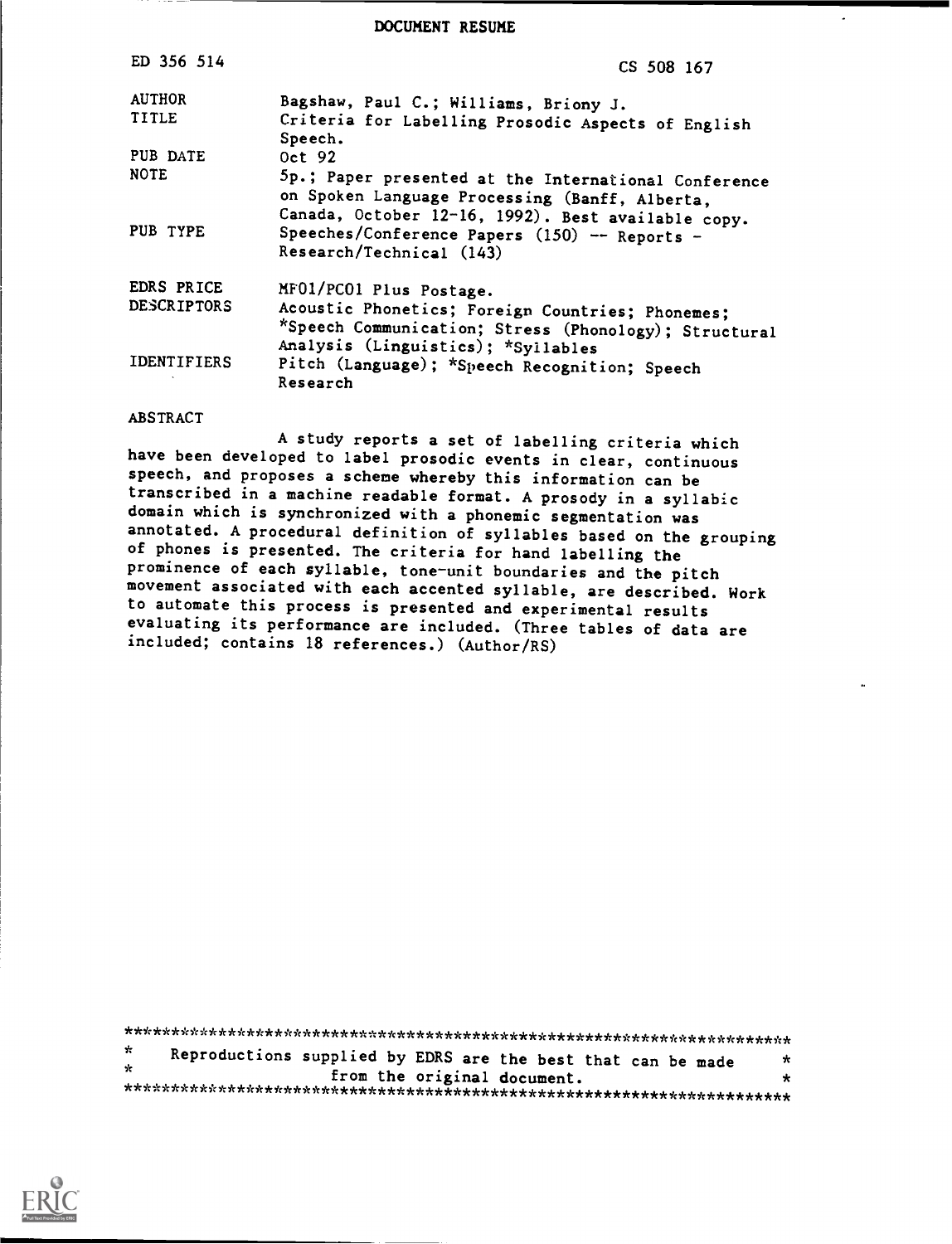# DOCUMENT RESUME

| | |
|---|---|
| ED 356 514 | CS 508 167 |
| AUTHOR | Bagshaw, Paul C.; Williams, Briony J. |
| TITLE | Criteria for Labelling Prosodic Aspects of English Speech. |
| PUB DATE | Oct 92 |
| NOTE | 5p.; Paper presented at the International Conference on Spoken Language Processing (Banff, Alberta, Canada, October 12-16, 1992). Best available copy. |
| PUB TYPE | Speeches/Conference Papers (150) -- Reports - Research/Technical (143) |
| EDRS PRICE | MF01/PC01 Plus Postage. |
| DESCRIPTORS | Acoustic Phonetics; Foreign Countries; Phonemes; *Speech Communication; Stress (Phonology); Structural Analysis (Linguistics); *Syllables |
| IDENTIFIERS | Pitch (Language); *Speech Recognition; Speech Research |

ABSTRACT

A study reports a set of labelling criteria which have been developed to label prosodic events in clear, continuous speech, and proposes a scheme whereby this information can be transcribed in a machine readable format. A prosody in a syllabic domain which is synchronized with a phonemic segmentation was annotated. A procedural definition of syllables based on the grouping of phones is presented. The criteria for hand labelling the prominence of each syllable, tone-unit boundaries and the pitch movement associated with each accented syllable, are described. Work to automate this process is presented and experimental results evaluating its performance are included. (Three tables of data are included; contains 18 references.) (Author/RS)

***********************************************************************
* Reproductions supplied by EDRS are the best that can be made *
* from the original document. *
***********************************************************************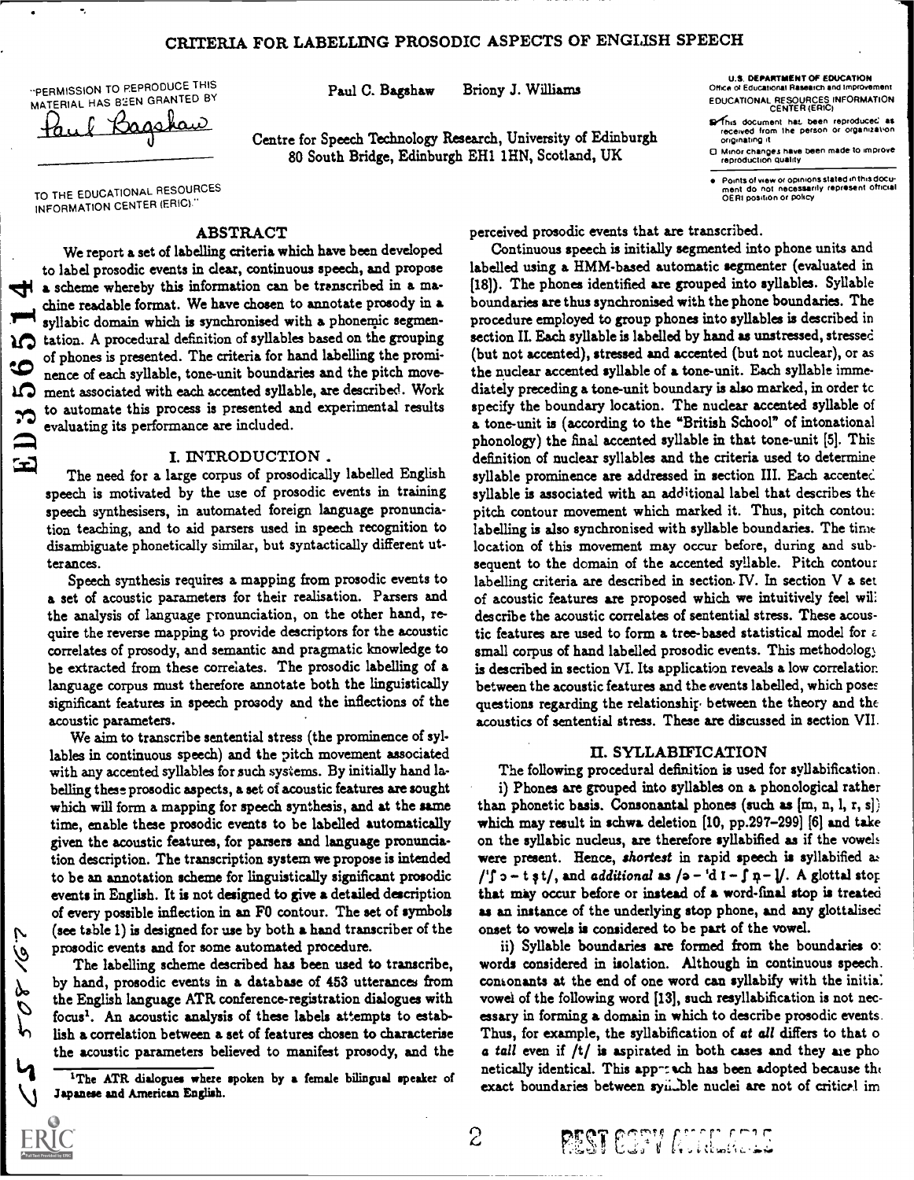# CRITERIA FOR LABELLING PROSODIC ASPECTS OF ENGLISH SPEECH

Paul C. Bagshaw  Briony J. Williams

Centre for Speech Technology Research, University of Edinburgh
80 South Bridge, Edinburgh EH1 1HN, Scotland, UK

## ABSTRACT

We report a set of labelling criteria which have been developed to label prosodic events in clear, continuous speech, and propose a scheme whereby this information can be transcribed in a machine readable format. We have chosen to annotate prosody in a syllabic domain which is synchronised with a phonemic segmentation. A procedural definition of syllables based on the grouping of phones is presented. The criteria for hand labelling the prominence of each syllable, tone-unit boundaries and the pitch movement associated with each accented syllable, are described. Work to automate this process is presented and experimental results evaluating its performance are included.

## I. INTRODUCTION

The need for a large corpus of prosodically labelled English speech is motivated by the use of prosodic events in training speech synthesisers, in automated foreign language pronunciation teaching, and to aid parsers used in speech recognition to disambiguate phonetically similar, but syntactically different utterances.

Speech synthesis requires a mapping from prosodic events to a set of acoustic parameters for their realisation. Parsers and the analysis of language pronunciation, on the other hand, require the reverse mapping to provide descriptors for the acoustic correlates of prosody, and semantic and pragmatic knowledge to be extracted from these correlates. The prosodic labelling of a language corpus must therefore annotate both the linguistically significant features in speech prosody and the inflections of the acoustic parameters.

We aim to transcribe sentential stress (the prominence of syllables in continuous speech) and the pitch movement associated with any accented syllables for such systems. By initially hand labelling these prosodic aspects, a set of acoustic features are sought which will form a mapping for speech synthesis, and at the same time, enable these prosodic events to be labelled automatically given the acoustic features, for parsers and language pronunciation description. The transcription system we propose is intended to be an annotation scheme for linguistically significant prosodic events in English. It is not designed to give a detailed description of every possible inflection in an F0 contour. The set of symbols (see table 1) is designed for use by both a hand transcriber of the prosodic events and for some automated procedure.

The labelling scheme described has been used to transcribe, by hand, prosodic events in a database of 453 utterances from the English language ATR conference-registration dialogues with focus[1]. An acoustic analysis of these labels attempts to establish a correlation between a set of features chosen to characterise the acoustic parameters believed to manifest prosody, and the perceived prosodic events that are transcribed.

Continuous speech is initially segmented into phone units and labelled using a HMM-based automatic segmenter (evaluated in [18]). The phones identified are grouped into syllables. Syllable boundaries are thus synchronised with the phone boundaries. The procedure employed to group phones into syllables is described in section II. Each syllable is labelled by hand as unstressed, stressed (but not accented), stressed and accented (but not nuclear), or as the nuclear accented syllable of a tone-unit. Each syllable immediately preceding a tone-unit boundary is also marked, in order to specify the boundary location. The nuclear accented syllable of a tone-unit is (according to the "British School" of intonational phonology) the final accented syllable in that tone-unit [5]. This definition of nuclear syllables and the criteria used to determine syllable prominence are addressed in section III. Each accented syllable is associated with an additional label that describes the pitch contour movement which marked it. Thus, pitch contour labelling is also synchronised with syllable boundaries. The time location of this movement may occur before, during and subsequent to the domain of the accented syllable. Pitch contour labelling criteria are described in section IV. In section V a set of acoustic features are proposed which we intuitively feel will describe the acoustic correlates of sentential stress. These acoustic features are used to form a tree-based statistical model for a small corpus of hand labelled prosodic events. This methodology is described in section VI. Its application reveals a low correlation between the acoustic features and the events labelled, which poses questions regarding the relationship between the theory and the acoustics of sentential stress. These are discussed in section VII.

## II. SYLLABIFICATION

The following procedural definition is used for syllabification.

i) Phones are grouped into syllables on a phonological rather than phonetic basis. Consonantal phones (such as [m, n, l, r, s]) which may result in schwa deletion [10, pp.297–299] [6] and take on the syllabic nucleus, are therefore syllabified as if the vowels were present. Hence, *shortest* in rapid speech is syllabified as /ˈʃɔ – tʂt/, and *additional* as /ə – ˈdɪ – ʃn̩ – l̩/. A glottal stop that may occur before or instead of a word-final stop is treated as an instance of the underlying stop phone, and any glottalised onset to vowels is considered to be part of the vowel.

ii) Syllable boundaries are formed from the boundaries of words considered in isolation. Although in continuous speech, consonants at the end of one word can syllabify with the initial vowel of the following word [13], such resyllabification is not necessary in forming a domain in which to describe prosodic events. Thus, for example, the syllabification of *at all* differs to that of *a tall* even if /t/ is aspirated in both cases and they are phonetically identical. This approach has been adopted because the exact boundaries between syllable nuclei are not of critical im

[1] The ATR dialogues where spoken by a female bilingual speaker of Japanese and American English.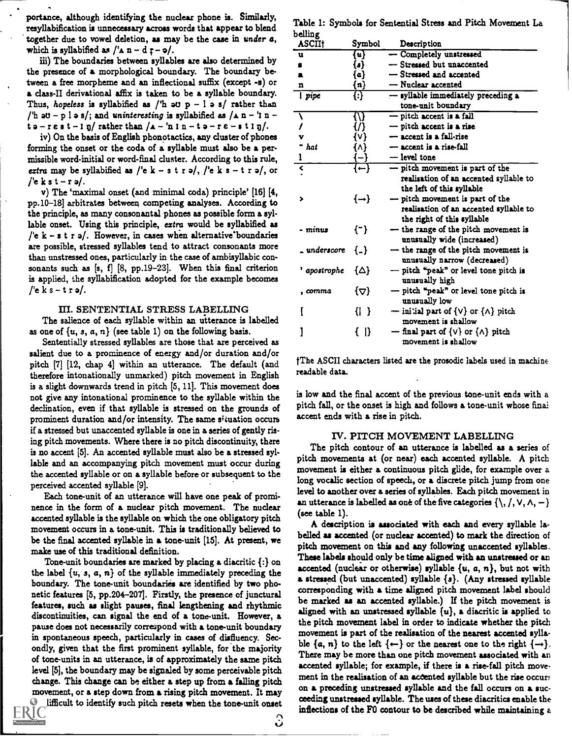portance, although identifying the nuclear phone is. Similarly, resyllabification is unnecessary across words that appear to blend together due to vowel deletion, as may be the case in *under a*, which is syllabified as /'ʌ n – d ɽ – ə/.

iii) The boundaries between syllables are also determined by the presence of a morphological boundary. The boundary between a free morpheme and an inflectional suffix (except -s) or a class-II derivational affix is taken to be a syllable boundary. Thus, *hopeless* is syllabified as /'h əʊ p – l ə s/ rather than /'h əʊ – p l ə s/; and *uninteresting* is syllabified as /ʌ n – 'ɪ n – t ə – r ɛ s t – ɪ ŋ/ rather than /ʌ – 'n ɪ n – t ə – r ɛ – s t ɪ ŋ/.

iv) On the basis of English phonotactics, any cluster of phones forming the onset or the coda of a syllable must also be a permissible word-initial or word-final cluster. According to this rule, *extra* may be syllabified as /'e k – s t r ə/, /'e k s – t r ə/, or /'e k s t – r ə/.

v) The 'maximal onset (and minimal coda) principle' [16] [4, pp.10–18] arbitrates between competing analyses. According to the principle, as many consonantal phones as possible form a syllable onset. Using this principle, *extra* would be syllabified as /'e k – s t r ə/. However, in cases when alternative boundaries are possible, stressed syllables tend to attract consonants more than unstressed ones, particularly in the case of ambisyllabic consonants such as [s, f] [8, pp.19–23]. When this final criterion is applied, the syllabification adopted for the example becomes /'e k s – t r ə/.

## III. SENTENTIAL STRESS LABELLING

The salience of each syllable within an utterance is labelled as one of {*u*, *s*, *a*, *n*} (see table 1) on the following basis.

Sententially stressed syllables are those that are perceived as salient due to a prominence of energy and/or duration and/or pitch [7] [12, chap 4] within an utterance. The default (and therefore intonationally unmarked) pitch movement in English is a slight downwards trend in pitch [5, 11]. This movement does not give any intonational prominence to the syllable within the declination, even if that syllable is stressed on the grounds of prominent duration and/or intensity. The same situation occurs if a stressed but unaccented syllable is one in a series of gently rising pitch movements. Where there is no pitch discontinuity, there is no accent [5]. An accented syllable must also be a stressed syllable and an accompanying pitch movement must occur during the accented syllable or on a syllable before or subsequent to the perceived accented syllable [9].

Each tone-unit of an utterance will have one peak of prominence in the form of a nuclear pitch movement. The nuclear accented syllable is the syllable on which the one obligatory pitch movement occurs in a tone-unit. This is traditionally believed to be the final accented syllable in a tone-unit [15]. At present, we make use of this traditional definition.

Tone-unit boundaries are marked by placing a diacritic {:} on the label {*u*, *s*, *a*, *n*} of the syllable immediately preceding the boundary. The tone-unit boundaries are identified by two phonetic features [5, pp.204–207]. Firstly, the presence of junctural features, such as slight pauses, final lengthening and rhythmic discontinuities, can signal the end of a tone-unit. However, a pause does not necessarily correspond with a tone-unit boundary in spontaneous speech, particularly in cases of disfluency. Secondly, given that the first prominent syllable, for the majority of tone-units in an utterance, is of approximately the same pitch level [5], the boundary may be signaled by some perceivable pitch change. This change can be either a step up from a falling pitch movement, or a step down from a rising pitch movement. It may be difficult to identify such pitch resets when the tone-unit onset is low and the final accent of the previous tone-unit ends with a pitch fall, or the onset is high and follows a tone-unit whose final accent ends with a rise in pitch.

Table 1: Symbols for Sentential Stress and Pitch Movement Labelling

| ASCII† | Symbol | Description |
|---|---|---|
| u | {*u*} | — Completely unstressed |
| s | {*s*} | — Stressed but unaccented |
| a | {*a*} | — Stressed and accented |
| n | {*n*} | — Nuclear accented |
| \| *pipe* | {:} | — syllable immediately preceding a tone-unit boundary |
| \ | {\\} | — pitch accent is a fall |
| / | {/} | — pitch accent is a rise |
| v | {∨} | — accent is a fall-rise |
| ^ *hat* | {∧} | — accent is a rise-fall |
| l | {–} | — level tone |
| < | {←} | — pitch movement is part of the realisation of an accented syllable to the left of this syllable |
| > | {→} | — pitch movement is part of the realisation of an accented syllable to the right of this syllable |
| - *minus* | {¯} | — the range of the pitch movement is unusually wide (increased) |
| _ *underscore* | {_} | — the range of the pitch movement is unusually narrow (decreased) |
| ' *apostrophe* | {△} | — pitch "peak" or level tone pitch is unusually high |
| , *comma* | {▽} | — pitch "peak" or level tone pitch is unusually low |
| [ | {\| } | — initial part of {∨} or {∧} pitch movement is shallow |
| ] | { \|} | — final part of {∨} or {∧} pitch movement is shallow |

†The ASCII characters listed are the prosodic labels used in machine readable data.

## IV. PITCH MOVEMENT LABELLING

The pitch contour of an utterance is labelled as a series of pitch movements at (or near) each accented syllable. A pitch movement is either a continuous pitch glide, for example over a long vocalic section of speech, or a discrete pitch jump from one level to another over a series of syllables. Each pitch movement in an utterance is labelled as one of the five categories {\\, /, ∨, ∧, –} (see table 1).

A description is associated with each and every syllable labelled as accented (or nuclear accented) to mark the direction of pitch movement on this and any following unaccented syllables. These labels should only be time aligned with an unstressed or an accented (nuclear or otherwise) syllable {*u*, *a*, *n*}, but not with a stressed (but unaccented) syllable {*s*}. (Any stressed syllable corresponding with a time aligned pitch movement label should be marked as an accented syllable.) If the pitch movement is aligned with an unstressed syllable {*u*}, a diacritic is applied to the pitch movement label in order to indicate whether the pitch movement is part of the realisation of the nearest accented syllable {*a*, *n*} to the left {←} or the nearest one to the right {→}. There may be more than one pitch movement associated with an accented syllable; for example, if there is a rise-fall pitch movement in the realisation of an accented syllable but the rise occurs on a preceding unstressed syllable and the fall occurs on a succeeding unstressed syllable. The uses of these diacritics enable the inflections of the F0 contour to be described while maintaining a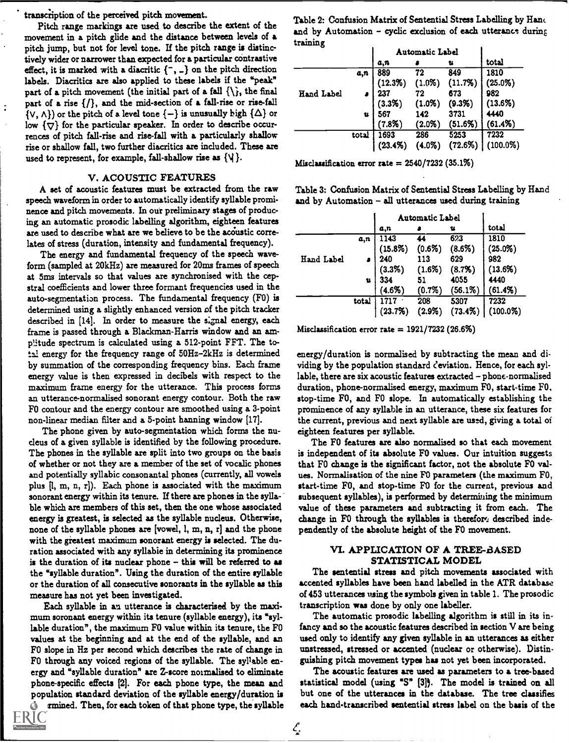transcription of the perceived pitch movement.

Pitch range markings are used to describe the extent of the movement in a pitch glide and the distance between levels of a pitch jump, but not for level tone. If the pitch range is distinctively wider or narrower than expected for a particular contrastive effect, it is marked with a diacritic {‾, _} on the pitch direction labels. Diacritics are also applied to these labels if the "peak" part of a pitch movement (the initial part of a fall {\}, the final part of a rise {/}, and the mid-section of a fall-rise or rise-fall {V, Λ}) or the pitch of a level tone {–} is unusually high {△} or low {▽} for the particular speaker. In order to describe occurrences of pitch fall-rise and rise-fall with a particularly shallow rise or shallow fall, two further diacritics are included. These are used to represent, for example, fall-shallow rise as {V}.

## V. ACOUSTIC FEATURES

A set of acoustic features must be extracted from the raw speech waveform in order to automatically identify syllable prominence and pitch movements. In our preliminary stages of producing an automatic prosodic labelling algorithm, eighteen features are used to describe what are we believe to be the acoustic correlates of stress (duration, intensity and fundamental frequency).

The energy and fundamental frequency of the speech waveform (sampled at 20kHz) are measured for 20ms frames of speech at 5ms intervals so that values are synchronised with the cepstral coefficients and lower three formant frequencies used in the auto-segmentation process. The fundamental frequency (F0) is determined using a slightly enhanced version of the pitch tracker described in [14]. In order to measure the signal energy, each frame is passed through a Blackman-Harris window and an amplitude spectrum is calculated using a 512-point FFT. The total energy for the frequency range of 50Hz–2kHz is determined by summation of the corresponding frequency bins. Each frame energy value is then expressed in decibels with respect to the maximum frame energy for the utterance. This process forms an utterance-normalised sonorant energy contour. Both the raw F0 contour and the energy contour are smoothed using a 3-point non-linear median filter and a 5-point hanning window [17].

The phone given by auto-segmentation which forms the nucleus of a given syllable is identified by the following procedure. The phones in the syllable are split into two groups on the basis of whether or not they are a member of the set of vocalic phones and potentially syllabic consonantal phones (currently, all vowels plus [l, m, n, r]). Each phone is associated with the maximum sonorant energy within its tenure. If there are phones in the syllable which are members of this set, then the one whose associated energy is greatest, is selected as the syllable nucleus. Otherwise, none of the syllable phones are [vowel, l, m, n, r] and the phone with the greatest maximum sonorant energy is selected. The duration associated with any syllable in determining its prominence is the duration of its nuclear phone – this will be referred to as the "syllable duration". Using the duration of the entire syllable or the duration of all consecutive sonorants in the syllable as this measure has not yet been investigated.

Each syllable in an utterance is characterised by the maximum soronant energy within its tenure (syllable energy), its "syllable duration", the maximum F0 value within its tenure, the F0 values at the beginning and at the end of the syllable, and an F0 slope in Hz per second which describes the rate of change in F0 through any voiced regions of the syllable. The syllable energy and "syllable duration" are Z-score normalised to eliminate phone-specific effects [2]. For each phone type, the mean and population standard deviation of the syllable energy/duration is [determ]ined. Then, for each token of that phone type, the syllable energy/duration is normalised by subtracting the mean and dividing by the population standard deviation. Hence, for each syllable, there are six acoustic features extracted – phone-normalised duration, phone-normalised energy, maximum F0, start-time F0, stop-time F0, and F0 slope. In automatically establishing the prominence of any syllable in an utterance, these six features for the current, previous and next syllable are used, giving a total of eighteen features per syllable.

The F0 features are also normalised so that each movement is independent of its absolute F0 values. Our intuition suggests that F0 change is the significant factor, not the absolute F0 values. Normalisation of the nine F0 parameters (the maximum F0, start-time F0, and stop-time F0 for the current, previous and subsequent syllables), is performed by determining the minimum value of these parameters and subtracting it from each. The change in F0 through the syllables is therefore described independently of the absolute height of the F0 movement.

Table 2: Confusion Matrix of Sentential Stress Labelling by Hand and by Automation – cyclic exclusion of each utterance during training

| | | Automatic Label | | | |
|---|---|---|---|---|---|
| | | *a,n* | *s* | *u* | total |
| Hand Label | *a,n* | 889 (12.3%) | 72 (1.0%) | 849 (11.7%) | 1810 (25.0%) |
| | *s* | 237 (3.3%) | 72 (1.0%) | 673 (9.3%) | 982 (13.6%) |
| | *u* | 567 (7.8%) | 142 (2.0%) | 3731 (51.6%) | 4440 (61.4%) |
| | total | 1693 (23.4%) | 286 (4.0%) | 5253 (72.6%) | 7232 (100.0%) |

Misclassification error rate = 2540/7232 (35.1%)

Table 3: Confusion Matrix of Sentential Stress Labelling by Hand and by Automation – all utterances used during training

| | | Automatic Label | | | |
|---|---|---|---|---|---|
| | | *a,n* | *s* | *u* | total |
| Hand Label | *a,n* | 1143 (15.8%) | 44 (0.6%) | 623 (8.6%) | 1810 (25.0%) |
| | *s* | 240 (3.3%) | 113 (1.6%) | 629 (8.7%) | 982 (13.6%) |
| | *u* | 334 (4.6%) | 51 (0.7%) | 4055 (56.1%) | 4440 (61.4%) |
| | total | 1717 (23.7%) | 208 (2.9%) | 5307 (73.4%) | 7232 (100.0%) |

Misclassification error rate = 1921/7232 (26.6%)

## VI. APPLICATION OF A TREE-BASED STATISTICAL MODEL

The sentential stress and pitch movements associated with accented syllables have been hand labelled in the ATR database of 453 utterances using the symbols given in table 1. The prosodic transcription was done by only one labeller.

The automatic prosodic labelling algorithm is still in its infancy and so the acoustic features described in section V are being used only to identify any given syllable in an utterances as either unstressed, stressed or accented (nuclear or otherwise). Distinguishing pitch movement types has not yet been incorporated.

The acoustic features are used as parameters to a tree-based statistical model (using "S" [3]). The model is trained on all but one of the utterances in the database. The tree classifies each hand-transcribed sentential stress label on the basis of the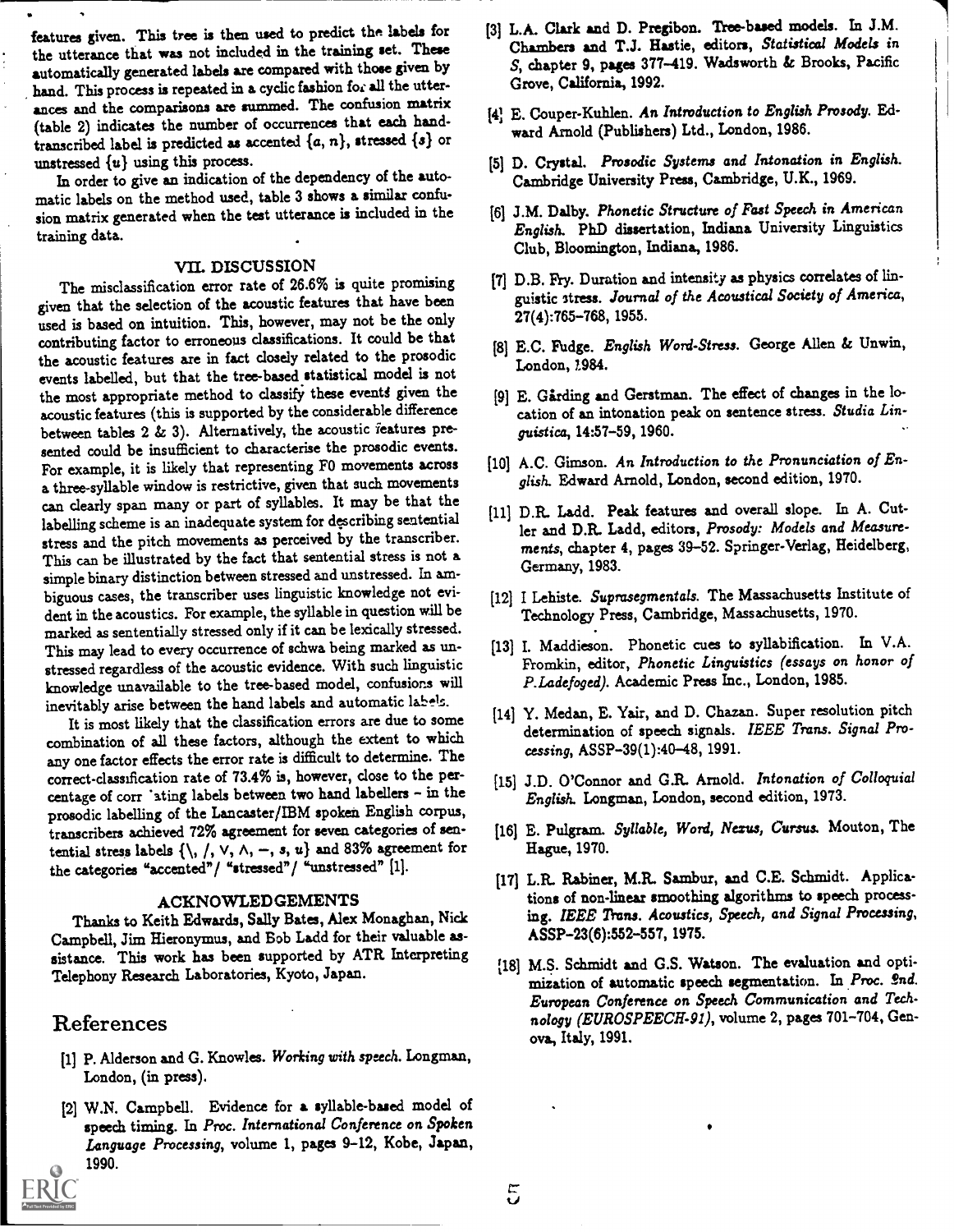features given. This tree is then used to predict the labels for the utterance that was not included in the training set. These automatically generated labels are compared with those given by hand. This process is repeated in a cyclic fashion for all the utterances and the comparisons are summed. The confusion matrix (table 2) indicates the number of occurrences that each hand-transcribed label is predicted as accented $\{a, n\}$, stressed $\{s\}$ or unstressed $\{u\}$ using this process.

In order to give an indication of the dependency of the automatic labels on the method used, table 3 shows a similar confusion matrix generated when the test utterance is included in the training data.

## VII. DISCUSSION

The misclassification error rate of 26.6% is quite promising given that the selection of the acoustic features that have been used is based on intuition. This, however, may not be the only contributing factor to erroneous classifications. It could be that the acoustic features are in fact closely related to the prosodic events labelled, but that the tree-based statistical model is not the most appropriate method to classify these events given the acoustic features (this is supported by the considerable difference between tables 2 & 3). Alternatively, the acoustic features presented could be insufficient to characterise the prosodic events. For example, it is likely that representing F0 movements across a three-syllable window is restrictive, given that such movements can clearly span many or part of syllables. It may be that the labelling scheme is an inadequate system for describing sentential stress and the pitch movements as perceived by the transcriber. This can be illustrated by the fact that sentential stress is not a simple binary distinction between stressed and unstressed. In ambiguous cases, the transcriber uses linguistic knowledge not evident in the acoustics. For example, the syllable in question will be marked as sententially stressed only if it can be lexically stressed. This may lead to every occurrence of schwa being marked as unstressed regardless of the acoustic evidence. With such linguistic knowledge unavailable to the tree-based model, confusions will inevitably arise between the hand labels and automatic labels.

It is most likely that the classification errors are due to some combination of all these factors, although the extent to which any one factor effects the error rate is difficult to determine. The correct-classification rate of 73.4% is, however, close to the percentage of corr ating labels between two hand labellers – in the prosodic labelling of the Lancaster/IBM spoken English corpus, transcribers achieved 72% agreement for seven categories of sentential stress labels $\{\backslash, /, \vee, \wedge, -, s, u\}$ and 83% agreement for the categories "accented"/ "stressed"/ "unstressed" [1].

## ACKNOWLEDGEMENTS

Thanks to Keith Edwards, Sally Bates, Alex Monaghan, Nick Campbell, Jim Hieronymus, and Bob Ladd for their valuable assistance. This work has been supported by ATR Interpreting Telephony Research Laboratories, Kyoto, Japan.

# References

[1] P. Alderson and G. Knowles. *Working with speech.* Longman, London, (in press).

[2] W.N. Campbell. Evidence for a syllable-based model of speech timing. In *Proc. International Conference on Spoken Language Processing*, volume 1, pages 9–12, Kobe, Japan, 1990.

[3] L.A. Clark and D. Pregibon. Tree-based models. In J.M. Chambers and T.J. Hastie, editors, *Statistical Models in S*, chapter 9, pages 377–419. Wadsworth & Brooks, Pacific Grove, California, 1992.

[4] E. Couper-Kuhlen. *An Introduction to English Prosody.* Edward Arnold (Publishers) Ltd., London, 1986.

[5] D. Crystal. *Prosodic Systems and Intonation in English.* Cambridge University Press, Cambridge, U.K., 1969.

[6] J.M. Dalby. *Phonetic Structure of Fast Speech in American English.* PhD dissertation, Indiana University Linguistics Club, Bloomington, Indiana, 1986.

[7] D.B. Fry. Duration and intensity as physics correlates of linguistic stress. *Journal of the Acoustical Society of America*, 27(4):765–768, 1955.

[8] E.C. Fudge. *English Word-Stress.* George Allen & Unwin, London, 1984.

[9] E. Gårding and Gerstman. The effect of changes in the location of an intonation peak on sentence stress. *Studia Linguistica*, 14:57–59, 1960.

[10] A.C. Gimson. *An Introduction to the Pronunciation of English.* Edward Arnold, London, second edition, 1970.

[11] D.R. Ladd. Peak features and overall slope. In A. Cutler and D.R. Ladd, editors, *Prosody: Models and Measurements*, chapter 4, pages 39–52. Springer-Verlag, Heidelberg, Germany, 1983.

[12] I Lehiste. *Suprasegmentals.* The Massachusetts Institute of Technology Press, Cambridge, Massachusetts, 1970.

[13] I. Maddieson. Phonetic cues to syllabification. In V.A. Fromkin, editor, *Phonetic Linguistics (essays on honor of P.Ladefoged).* Academic Press Inc., London, 1985.

[14] Y. Medan, E. Yair, and D. Chazan. Super resolution pitch determination of speech signals. *IEEE Trans. Signal Processing*, ASSP-39(1):40–48, 1991.

[15] J.D. O'Connor and G.R. Arnold. *Intonation of Colloquial English.* Longman, London, second edition, 1973.

[16] E. Pulgram. *Syllable, Word, Nexus, Cursus.* Mouton, The Hague, 1970.

[17] L.R. Rabiner, M.R. Sambur, and C.E. Schmidt. Applications of non-linear smoothing algorithms to speech processing. *IEEE Trans. Acoustics, Speech, and Signal Processing*, ASSP-23(6):552–557, 1975.

[18] M.S. Schmidt and G.S. Watson. The evaluation and optimization of automatic speech segmentation. In *Proc. 2nd. European Conference on Speech Communication and Technology (EUROSPEECH-91)*, volume 2, pages 701–704, Genova, Italy, 1991.